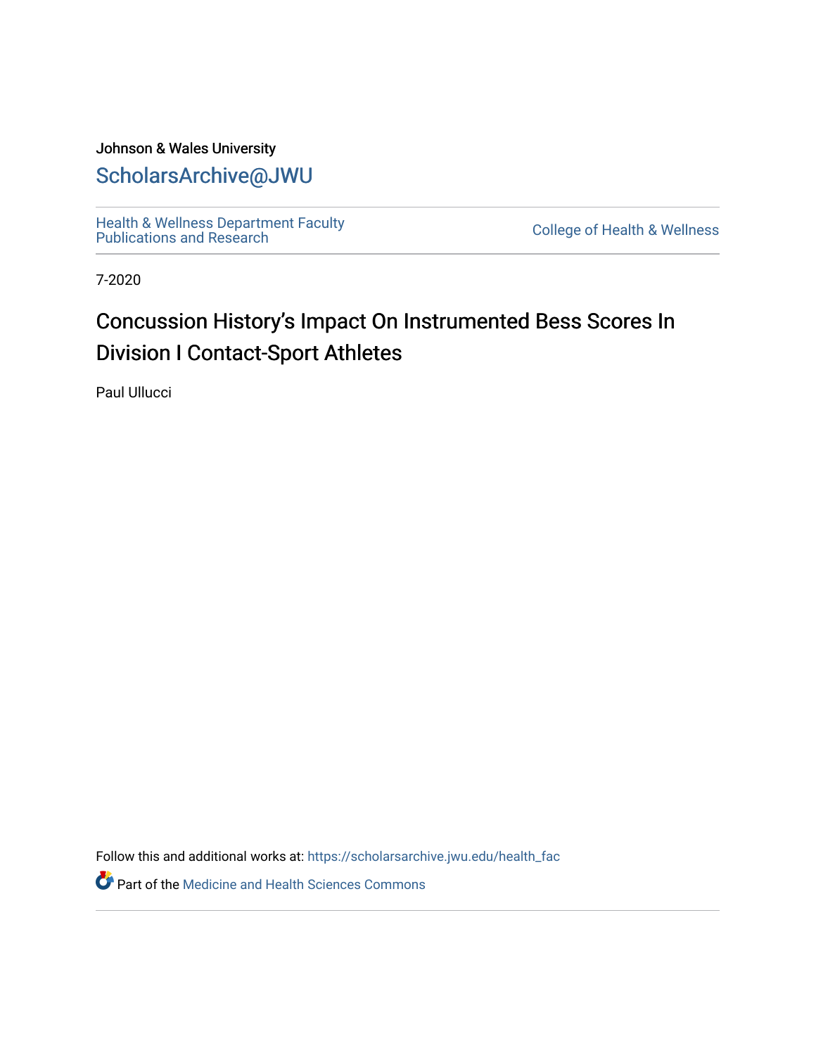Johnson & Wales University

ScholarsArchive@JWU

Health & Wellness Department Faculty Publications and Research

College of Health & Wellness

7-2020

# Concussion History's Impact On Instrumented Bess Scores In Division I Contact-Sport Athletes

Paul Ullucci

Follow this and additional works at: https://scholarsarchive.jwu.edu/health_fac

Part of the Medicine and Health Sciences Commons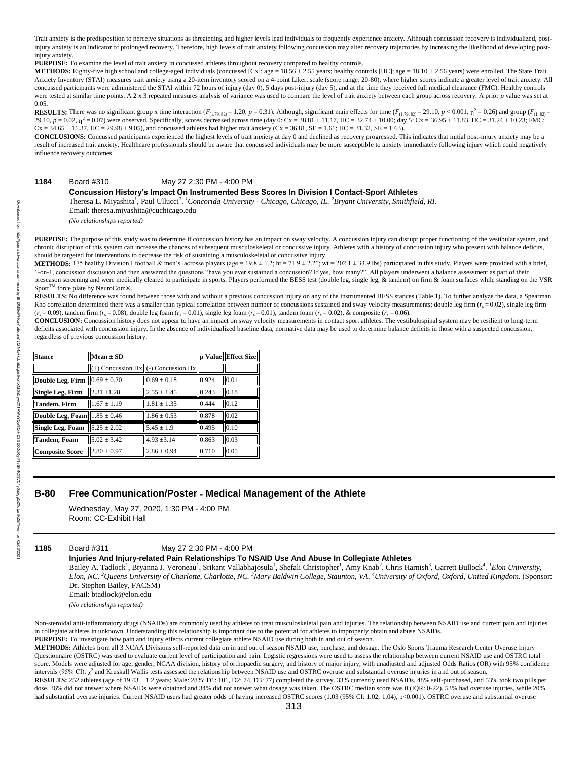Trait anxiety is the predisposition to perceive situations as threatening and higher levels lead individuals to frequently experience anxiety. Although concussion recovery is individualized, post-injury anxiety is an indicator of prolonged recovery. Therefore, high levels of trait anxiety following concussion may alter recovery trajectories by increasing the likelihood of developing post-injury anxiety.

**PURPOSE:** To examine the level of trait anxiety in concussed athletes throughout recovery compared to healthy controls.

**METHODS:** Eighty-five high school and college-aged individuals (concussed [Cx]: age = 18.56 ± 2.55 years; healthy controls [HC]: age = 18.10 ± 2.56 years) were enrolled. The State Trait Anxiety Inventory (STAI) measures trait anxiety using a 20-item inventory scored on a 4-point Likert scale (score range: 20-80), where higher scores indicate a greater level of trait anxiety. All concussed participants were administered the STAI within 72 hours of injury (day 0), 5 days post-injury (day 5), and at the time they received full medical clearance (FMC). Healthy controls were tested at similar time points. A 2 x 3 repeated measures analysis of variance was used to compare the level of trait anxiety between each group across recovery. A prior *p* value was set at 0.05.

**RESULTS:** There was no significant group x time interaction ($F_{(1.79, 82)} = 1.20$, $p = 0.31$). Although, significant main effects for time ($F_{(1.79, 82)} = 29.10$, $p < 0.001$, $\eta^2 = 0.26$) and group ($F_{(1, 82)} = 29.10$, $p = 0.02$, $\eta^2 = 0.07$) were observed. Specifically, scores decreased across time (day 0: Cx = 38.81 ± 11.17, HC = 32.74 ± 10.00; day 5: Cx = 36.95 ± 11.83, HC = 31.24 ± 10.23; FMC: Cx = 34.65 ± 11.37, HC = 29.98 ± 9.05), and concussed athletes had higher trait anxiety (Cx = 36.81, SE = 1.61; HC = 31.32, SE = 1.63).

**CONCLUSIONS:** Concussed participants experienced the highest levels of trait anxiety at day 0 and declined as recovery progressed. This indicates that initial post-injury anxiety may be a result of increased trait anxiety. Healthcare professionals should be aware that concussed individuals may be more susceptible to anxiety immediately following injury which could negatively influence recovery outcomes.

---

**1184** Board #310 May 27 2:30 PM - 4:00 PM

### Concussion History's Impact On Instrumented Bess Scores In Division I Contact-Sport Athletes

Theresa L. Miyashita[1], Paul Ullucci[2]. [1]*Concorida University - Chicago, Chicago, IL.* [2]*Bryant University, Smithfield, RI.*
Email: theresa.miyashita@cuchicago.edu
*(No relationships reported)*

**PURPOSE:** The purpose of this study was to determine if concussion history has an impact on sway velocity. A concussion injury can disrupt proper functioning of the vestibular system, and chronic disruption of this system can increase the chances of subsequent musculoskeletal or concussive injury. Athletes with a history of concussion injury who present with balance deficits, should be targeted for interventions to decrease the risk of sustaining a musculoskeletal or concussive injury.

**METHODS:** 175 healthy Division I football & men's lacrosse players (age = 19.8 ± 1.2; ht = 71.9 ± 2.2"; wt = 202.1 ± 33.9 lbs) participated in this study. Players were provided with a brief, 1-on-1, concussion discussion and then answered the questions "have you ever sustained a concussion? If yes, how many?". All players underwent a balance assessment as part of their preseason screening and were medically cleared to participate in sports. Players performed the BESS test (double leg, single leg, & tandem) on firm & foam surfaces while standing on the VSR Sport™ force plate by NeuroCom®.

**RESULTS:** No difference was found between those with and without a previous concussion injury on any of the instrumented BESS stances (Table 1). To further analyze the data, a Spearman Rho correlation determined there was a smaller than typical correlation between number of concussions sustained and sway velocity measurements; double leg firm ($r_s = 0.02$), single leg firm ($r_s = 0.09$), tandem firm ($r_s = 0.08$), double leg foam ($r_s = 0.01$), single leg foam ($r_s = 0.01$), tandem foam ($r_s = 0.02$), & composite ($r_s = 0.06$).

**CONCLUSION:** Concussion history does not appear to have an impact on sway velocity measurements in contact sport athletes. The vestibulospinal system may be resilient to long-term deficits associated with concussion injury. In the absence of individualized baseline data, normative data may be used to determine balance deficits in those with a suspected concussion, regardless of previous concussion history.

| Stance | Mean ± SD | | p Value | Effect Size |
|---|---|---|---|---|
| | (+) Concussion Hx | (-) Concussion Hx | | |
| **Double Leg, Firm** | 0.69 ± 0.20 | 0.69 ± 0.18 | 0.924 | 0.01 |
| **Single Leg, Firm** | 2.31 ±1.28 | 2.55 ± 1.45 | 0.243 | 0.18 |
| **Tandem, Firm** | 1.67 ± 1.19 | 1.81 ± 1.35 | 0.444 | 0.12 |
| **Double Leg, Foam** | 1.85 ± 0.46 | 1.86 ± 0.53 | 0.878 | 0.02 |
| **Single Leg, Foam** | 5.25 ± 2.02 | 5.45 ± 1.9 | 0.495 | 0.10 |
| **Tandem, Foam** | 5.02 ± 3.42 | 4.93 ±3.14 | 0.863 | 0.03 |
| **Composite Score** | 2.80 ± 0.97 | 2.86 ± 0.94 | 0.710 | 0.05 |

---

## B-80 Free Communication/Poster - Medical Management of the Athlete

Wednesday, May 27, 2020, 1:30 PM - 4:00 PM
Room: CC-Exhibit Hall

---

**1185** Board #311 May 27 2:30 PM - 4:00 PM

### Injuries And Injury-related Pain Relationships To NSAID Use And Abuse In Collegiate Athletes

Bailey A. Tadlock[1], Bryanna J. Veroneau[1], Srikant Vallabhajosula[1], Shefali Christopher[1], Amy Knab[2], Chris Harnish[3], Garrett Bullock[4]. [1]*Elon University, Elon, NC.* [2]*Queens University of Charlotte, Charlotte, NC.* [3]*Mary Baldwin College, Staunton, VA.* [4]*University of Oxford, Oxford, United Kingdom.* (Sponsor: Dr. Stephen Bailey, FACSM)
Email: btadlock@elon.edu
*(No relationships reported)*

Non-steroidal anti-inflammatory drugs (NSAIDs) are commonly used by athletes to treat musculoskeletal pain and injuries. The relationship between NSAID use and current pain and injuries in collegiate athletes in unknown. Understanding this relationship is important due to the potential for athletes to improperly obtain and abuse NSAIDs.

**PURPOSE:** To investigate how pain and injury effects current collegiate athlete NSAID use during both in and out of season.

**METHODS:** Athletes from all 3 NCAA Divisions self-reported data on in and out of season NSAID use, purchase, and dosage. The Oslo Sports Trauma Research Center Overuse Injury Questionnaire (OSTRC) was used to evaluate current level of participation and pain. Logistic regressions were used to assess the relationship between current NSAID use and OSTRC total score. Models were adjusted for age, gender, NCAA division, history of orthopaedic surgery, and history of major injury, with unadjusted and adjusted Odds Ratios (OR) with 95% confidence intervals (95% CI). $\chi^2$ and Kruskall Wallis tests assessed the relationship between NSAID use and OSTRC overuse and substantial overuse injuries in and out of season.

**RESULTS:** 252 athletes (age of 19.43 ± 1.2 years; Male: 28%; D1: 101, D2: 74, D3: 77) completed the survey. 33% currently used NSAIDs, 48% self-purchased, and 53% took two pills per dose. 36% did not answer where NSAIDs were obtained and 34% did not answer what dosage was taken. The OSTRC median score was 0 (IQR: 0-22). 53% had overuse injuries, while 20% had substantial overuse injuries. Current NSAID users had greater odds of having increased OSTRC scores (1.03 (95% CI: 1.02, 1.04), p<0.001). OSTRC overuse and substantial overuse